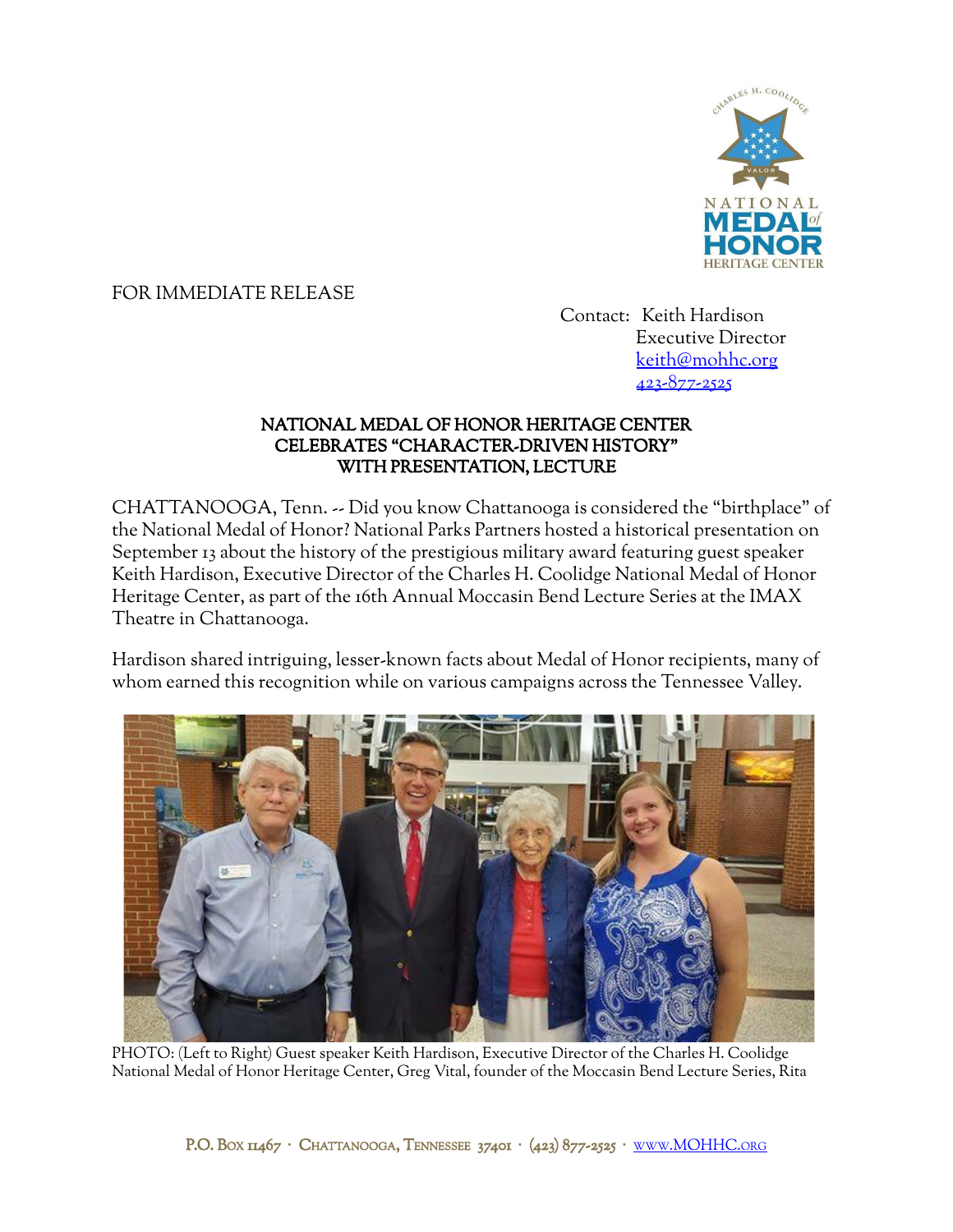FOR IMMEDIATE RELEASE

Contact: Keith Hardison
Executive Director
keith@mohhc.org
423-877-2525

## NATIONAL MEDAL OF HONOR HERITAGE CENTER CELEBRATES "CHARACTER-DRIVEN HISTORY" WITH PRESENTATION, LECTURE

CHATTANOOGA, Tenn. -- Did you know Chattanooga is considered the "birthplace" of the National Medal of Honor? National Parks Partners hosted a historical presentation on September 13 about the history of the prestigious military award featuring guest speaker Keith Hardison, Executive Director of the Charles H. Coolidge National Medal of Honor Heritage Center, as part of the 16th Annual Moccasin Bend Lecture Series at the IMAX Theatre in Chattanooga.

Hardison shared intriguing, lesser-known facts about Medal of Honor recipients, many of whom earned this recognition while on various campaigns across the Tennessee Valley.

PHOTO: (Left to Right) Guest speaker Keith Hardison, Executive Director of the Charles H. Coolidge National Medal of Honor Heritage Center, Greg Vital, founder of the Moccasin Bend Lecture Series, Rita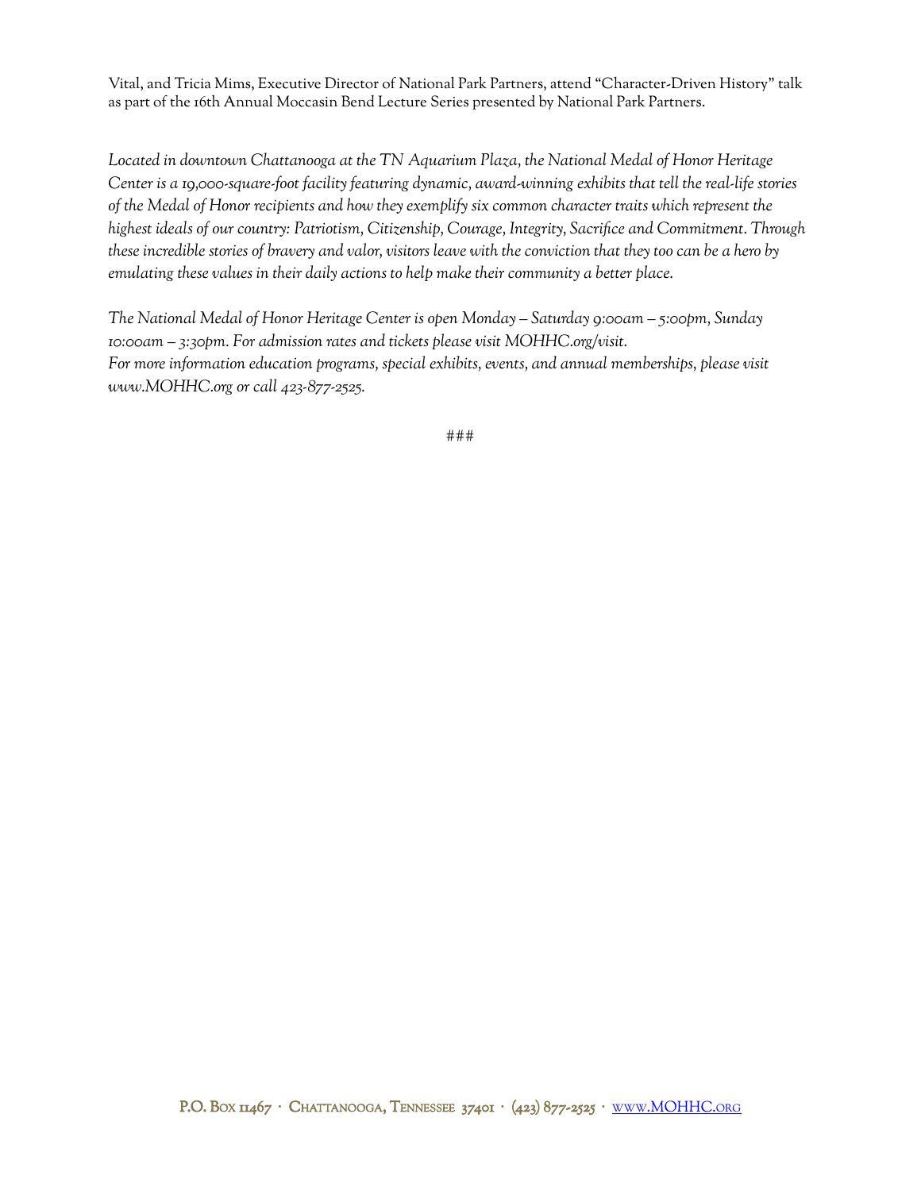Vital, and Tricia Mims, Executive Director of National Park Partners, attend "Character-Driven History" talk as part of the 16th Annual Moccasin Bend Lecture Series presented by National Park Partners.

*Located in downtown Chattanooga at the TN Aquarium Plaza, the National Medal of Honor Heritage Center is a 19,000-square-foot facility featuring dynamic, award-winning exhibits that tell the real-life stories of the Medal of Honor recipients and how they exemplify six common character traits which represent the highest ideals of our country: Patriotism, Citizenship, Courage, Integrity, Sacrifice and Commitment. Through these incredible stories of bravery and valor, visitors leave with the conviction that they too can be a hero by emulating these values in their daily actions to help make their community a better place.*

*The National Medal of Honor Heritage Center is open Monday – Saturday 9:00am – 5:00pm, Sunday 10:00am – 3:30pm. For admission rates and tickets please visit MOHHC.org/visit.*
*For more information education programs, special exhibits, events, and annual memberships, please visit www.MOHHC.org or call 423-877-2525.*

###

P.O. Box 11467 · Chattanooga, Tennessee 37401 · (423) 877-2525 · www.MOHHC.org